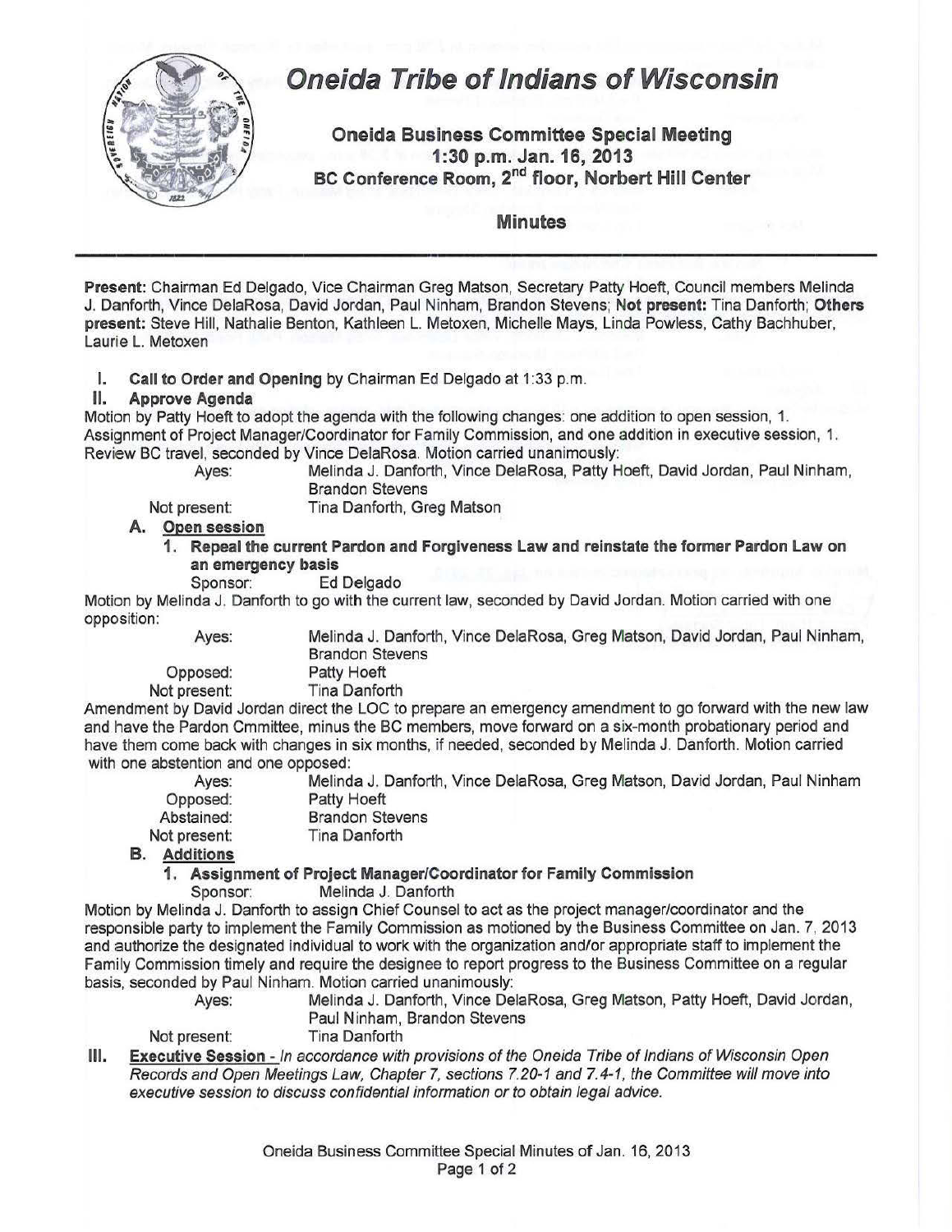# Oneida Tribe of Indians of Wisconsin

## Oneida Business Committee Special Meeting
## 1:30 p.m. Jan. 16, 2013
## BC Conference Room, 2nd floor, Norbert Hill Center

### Minutes

**Present:** Chairman Ed Delgado, Vice Chairman Greg Matson, Secretary Patty Hoeft, Council members Melinda J. Danforth, Vince DelaRosa, David Jordan, Paul Ninham, Brandon Stevens; **Not present:** Tina Danforth; **Others present:** Steve Hill, Nathalie Benton, Kathleen L. Metoxen, Michelle Mays, Linda Powless, Cathy Bachhuber, Laurie L. Metoxen

**I. Call to Order and Opening** by Chairman Ed Delgado at 1:33 p.m.

**II. Approve Agenda**

Motion by Patty Hoeft to adopt the agenda with the following changes: one addition to open session, 1. Assignment of Project Manager/Coordinator for Family Commission, and one addition in executive session, 1. Review BC travel, seconded by Vince DelaRosa. Motion carried unanimously:

Ayes: Melinda J. Danforth, Vince DelaRosa, Patty Hoeft, David Jordan, Paul Ninham, Brandon Stevens
Not present: Tina Danforth, Greg Matson

**A. Open session**

**1. Repeal the current Pardon and Forgiveness Law and reinstate the former Pardon Law on an emergency basis**
Sponsor: Ed Delgado

Motion by Melinda J. Danforth to go with the current law, seconded by David Jordan. Motion carried with one opposition:

Ayes: Melinda J. Danforth, Vince DelaRosa, Greg Matson, David Jordan, Paul Ninham, Brandon Stevens
Opposed: Patty Hoeft
Not present: Tina Danforth

Amendment by David Jordan direct the LOC to prepare an emergency amendment to go forward with the new law and have the Pardon Cmmittee, minus the BC members, move forward on a six-month probationary period and have them come back with changes in six months, if needed, seconded by Melinda J. Danforth. Motion carried with one abstention and one opposed:

Ayes: Melinda J. Danforth, Vince DelaRosa, Greg Matson, David Jordan, Paul Ninham
Opposed: Patty Hoeft
Abstained: Brandon Stevens
Not present: Tina Danforth

**B. Additions**

**1. Assignment of Project Manager/Coordinator for Family Commission**
Sponsor: Melinda J. Danforth

Motion by Melinda J. Danforth to assign Chief Counsel to act as the project manager/coordinator and the responsible party to implement the Family Commission as motioned by the Business Committee on Jan. 7, 2013 and authorize the designated individual to work with the organization and/or appropriate staff to implement the Family Commission timely and require the designee to report progress to the Business Committee on a regular basis, seconded by Paul Ninham. Motion carried unanimously:

Ayes: Melinda J. Danforth, Vince DelaRosa, Greg Matson, Patty Hoeft, David Jordan, Paul Ninham, Brandon Stevens
Not present: Tina Danforth

**III. Executive Session** - *In accordance with provisions of the Oneida Tribe of Indians of Wisconsin Open Records and Open Meetings Law, Chapter 7, sections 7.20-1 and 7.4-1, the Committee will move into executive session to discuss confidential information or to obtain legal advice.*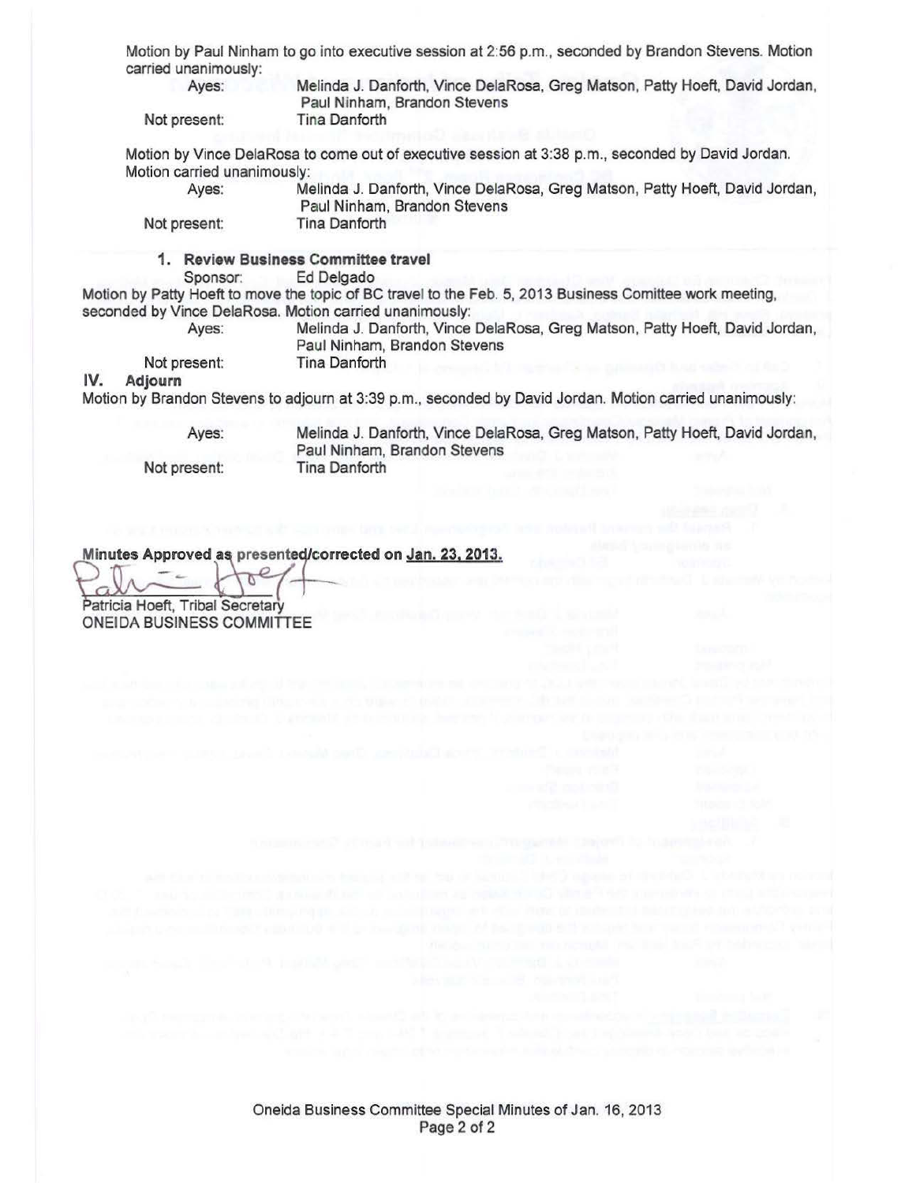Motion by Paul Ninham to go into executive session at 2:56 p.m., seconded by Brandon Stevens. Motion carried unanimously:

| | |
|---|---|
| Ayes: | Melinda J. Danforth, Vince DelaRosa, Greg Matson, Patty Hoeft, David Jordan, Paul Ninham, Brandon Stevens |
| Not present: | Tina Danforth |

Motion by Vince DelaRosa to come out of executive session at 3:38 p.m., seconded by David Jordan. Motion carried unanimously:

| | |
|---|---|
| Ayes: | Melinda J. Danforth, Vince DelaRosa, Greg Matson, Patty Hoeft, David Jordan, Paul Ninham, Brandon Stevens |
| Not present: | Tina Danforth |

**1. Review Business Committee travel**

Sponsor: Ed Delgado

Motion by Patty Hoeft to move the topic of BC travel to the Feb. 5, 2013 Business Comittee work meeting, seconded by Vince DelaRosa. Motion carried unanimously:

| | |
|---|---|
| Ayes: | Melinda J. Danforth, Vince DelaRosa, Greg Matson, Patty Hoeft, David Jordan, Paul Ninham, Brandon Stevens |
| Not present: | Tina Danforth |

## IV. Adjourn

Motion by Brandon Stevens to adjourn at 3:39 p.m., seconded by David Jordan. Motion carried unanimously:

| | |
|---|---|
| Ayes: | Melinda J. Danforth, Vince DelaRosa, Greg Matson, Patty Hoeft, David Jordan, Paul Ninham, Brandon Stevens |
| Not present: | Tina Danforth |

**Minutes Approved as presented/corrected on Jan. 23, 2013.**

Patricia Hoeft, Tribal Secretary
ONEIDA BUSINESS COMMITTEE

Oneida Business Committee Special Minutes of Jan. 16, 2013